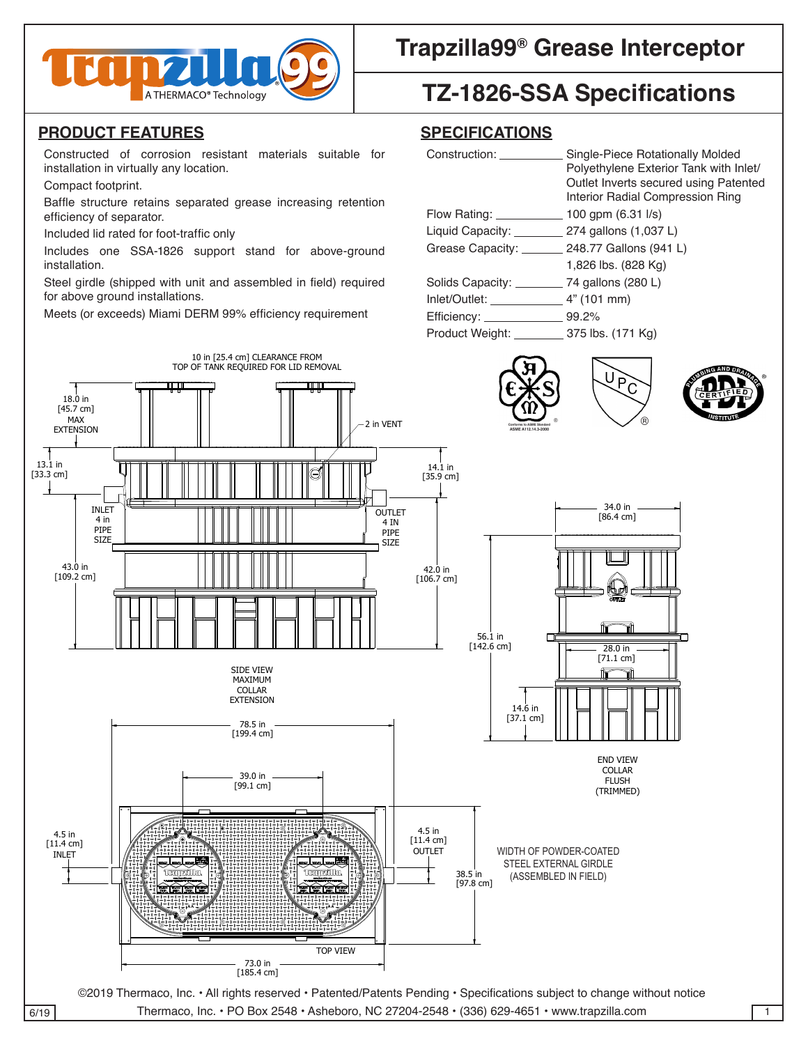# Trapzilla99® Grease Interceptor

## TZ-1826-SSA Specifications

## PRODUCT FEATURES

- Constructed of corrosion resistant materials suitable for installation in virtually any location.
- Compact footprint.
- Baffle structure retains separated grease increasing retention efficiency of separator.
- Included lid rated for foot-traffic only
- Includes one SSA-1826 support stand for above-ground installation.
- Steel girdle (shipped with unit and assembled in field) required for above ground installations.
- Meets (or exceeds) Miami DERM 99% efficiency requirement

## SPECIFICATIONS

| | |
|---|---|
| Construction: | Single-Piece Rotationally Molded Polyethylene Exterior Tank with Inlet/Outlet Inverts secured using Patented Interior Radial Compression Ring |
| Flow Rating: | 100 gpm (6.31 l/s) |
| Liquid Capacity: | 274 gallons (1,037 L) |
| Grease Capacity: | 248.77 Gallons (941 L) 1,826 lbs. (828 Kg) |
| Solids Capacity: | 74 gallons (280 L) |
| Inlet/Outlet: | 4" (101 mm) |
| Efficiency: | 99.2% |
| Product Weight: | 375 lbs. (171 Kg) |

10 in [25.4 cm] CLEARANCE FROM TOP OF TANK REQUIRED FOR LID REMOVAL

18.0 in [45.7 cm] MAX EXTENSION

2 in VENT

13.1 in [33.3 cm]

14.1 in [35.9 cm]

INLET 4 in PIPE SIZE

OUTLET 4 IN PIPE SIZE

43.0 in [109.2 cm]

42.0 in [106.7 cm]

SIDE VIEW MAXIMUM COLLAR EXTENSION

34.0 in [86.4 cm]

56.1 in [142.6 cm]

28.0 in [71.1 cm]

14.6 in [37.1 cm]

END VIEW COLLAR FLUSH (TRIMMED)

78.5 in [199.4 cm]

39.0 in [99.1 cm]

4.5 in [11.4 cm] INLET

4.5 in [11.4 cm] OUTLET

38.5 in [97.8 cm]

WIDTH OF POWDER-COATED STEEL EXTERNAL GIRDLE (ASSEMBLED IN FIELD)

TOP VIEW

73.0 in [185.4 cm]

©2019 Thermaco, Inc. • All rights reserved • Patented/Patents Pending • Specifications subject to change without notice

Thermaco, Inc. • PO Box 2548 • Asheboro, NC 27204-2548 • (336) 629-4651 • www.trapzilla.com

6/19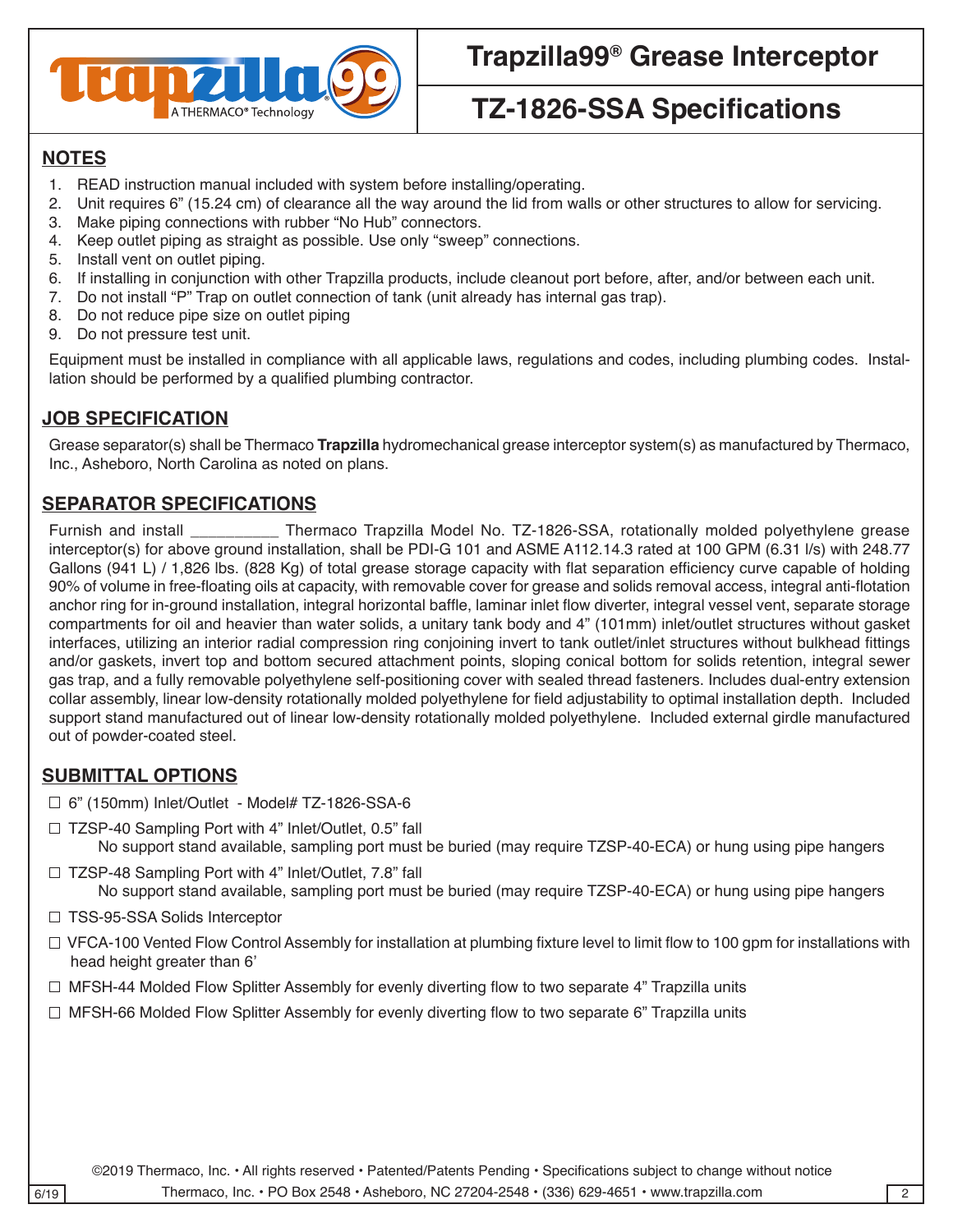# Trapzilla99® Grease Interceptor

# TZ-1826-SSA Specifications

## NOTES

1. READ instruction manual included with system before installing/operating.
2. Unit requires 6" (15.24 cm) of clearance all the way around the lid from walls or other structures to allow for servicing.
3. Make piping connections with rubber "No Hub" connectors.
4. Keep outlet piping as straight as possible. Use only "sweep" connections.
5. Install vent on outlet piping.
6. If installing in conjunction with other Trapzilla products, include cleanout port before, after, and/or between each unit.
7. Do not install "P" Trap on outlet connection of tank (unit already has internal gas trap).
8. Do not reduce pipe size on outlet piping
9. Do not pressure test unit.

Equipment must be installed in compliance with all applicable laws, regulations and codes, including plumbing codes. Installation should be performed by a qualified plumbing contractor.

## JOB SPECIFICATION

Grease separator(s) shall be Thermaco **Trapzilla** hydromechanical grease interceptor system(s) as manufactured by Thermaco, Inc., Asheboro, North Carolina as noted on plans.

## SEPARATOR SPECIFICATIONS

Furnish and install __________ Thermaco Trapzilla Model No. TZ-1826-SSA, rotationally molded polyethylene grease interceptor(s) for above ground installation, shall be PDI-G 101 and ASME A112.14.3 rated at 100 GPM (6.31 l/s) with 248.77 Gallons (941 L) / 1,826 lbs. (828 Kg) of total grease storage capacity with flat separation efficiency curve capable of holding 90% of volume in free-floating oils at capacity, with removable cover for grease and solids removal access, integral anti-flotation anchor ring for in-ground installation, integral horizontal baffle, laminar inlet flow diverter, integral vessel vent, separate storage compartments for oil and heavier than water solids, a unitary tank body and 4" (101mm) inlet/outlet structures without gasket interfaces, utilizing an interior radial compression ring conjoining invert to tank outlet/inlet structures without bulkhead fittings and/or gaskets, invert top and bottom secured attachment points, sloping conical bottom for solids retention, integral sewer gas trap, and a fully removable polyethylene self-positioning cover with sealed thread fasteners. Includes dual-entry extension collar assembly, linear low-density rotationally molded polyethylene for field adjustability to optimal installation depth. Included support stand manufactured out of linear low-density rotationally molded polyethylene. Included external girdle manufactured out of powder-coated steel.

## SUBMITTAL OPTIONS

- ☐ 6" (150mm) Inlet/Outlet - Model# TZ-1826-SSA-6
- ☐ TZSP-40 Sampling Port with 4" Inlet/Outlet, 0.5" fall
  No support stand available, sampling port must be buried (may require TZSP-40-ECA) or hung using pipe hangers
- ☐ TZSP-48 Sampling Port with 4" Inlet/Outlet, 7.8" fall
  No support stand available, sampling port must be buried (may require TZSP-40-ECA) or hung using pipe hangers
- ☐ TSS-95-SSA Solids Interceptor
- ☐ VFCA-100 Vented Flow Control Assembly for installation at plumbing fixture level to limit flow to 100 gpm for installations with head height greater than 6'
- ☐ MFSH-44 Molded Flow Splitter Assembly for evenly diverting flow to two separate 4" Trapzilla units
- ☐ MFSH-66 Molded Flow Splitter Assembly for evenly diverting flow to two separate 6" Trapzilla units

©2019 Thermaco, Inc. • All rights reserved • Patented/Patents Pending • Specifications subject to change without notice

Thermaco, Inc. • PO Box 2548 • Asheboro, NC 27204-2548 • (336) 629-4651 • www.trapzilla.com

6/19